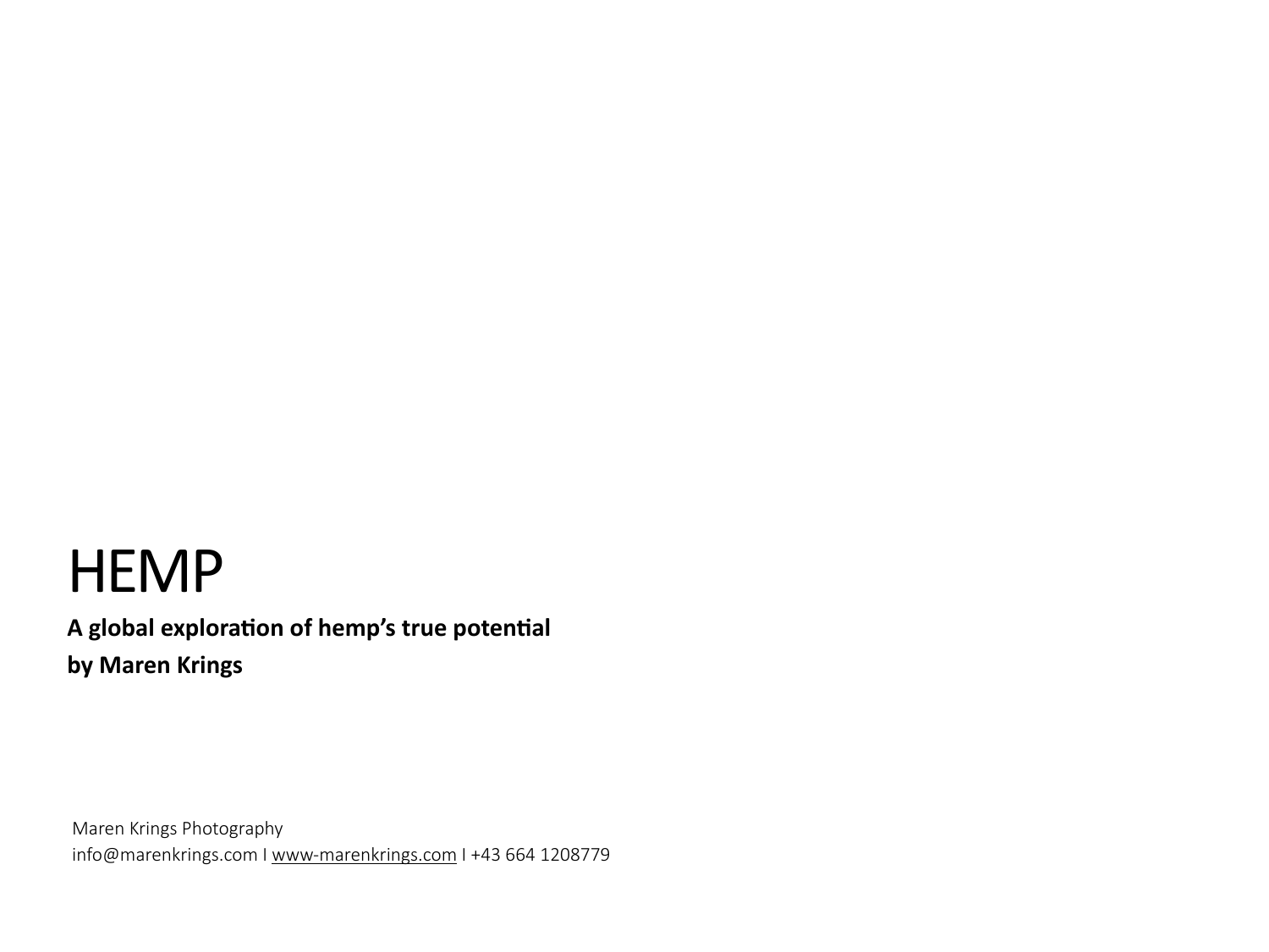# HEMP

**A global exploration of hemp's true potential**

**by Maren Krings**

Maren Krings Photography
info@marenkrings.com I www-marenkrings.com I +43 664 1208779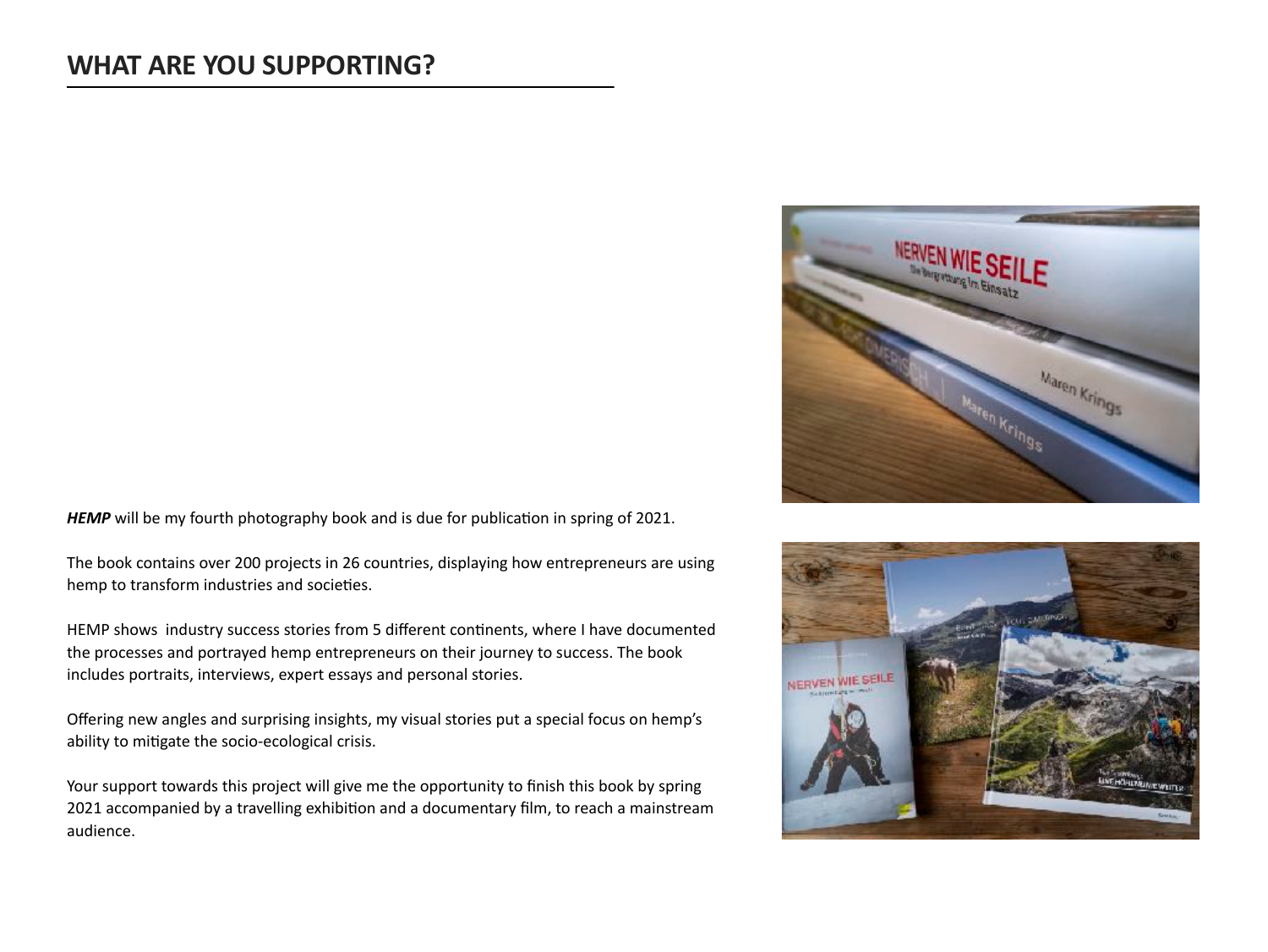## WHAT ARE YOU SUPPORTING?

***HEMP*** will be my fourth photography book and is due for publication in spring of 2021.

The book contains over 200 projects in 26 countries, displaying how entrepreneurs are using hemp to transform industries and societies.

HEMP shows industry success stories from 5 different continents, where I have documented the processes and portrayed hemp entrepreneurs on their journey to success. The book includes portraits, interviews, expert essays and personal stories.

Offering new angles and surprising insights, my visual stories put a special focus on hemp's ability to mitigate the socio-ecological crisis.

Your support towards this project will give me the opportunity to finish this book by spring 2021 accompanied by a travelling exhibition and a documentary film, to reach a mainstream audience.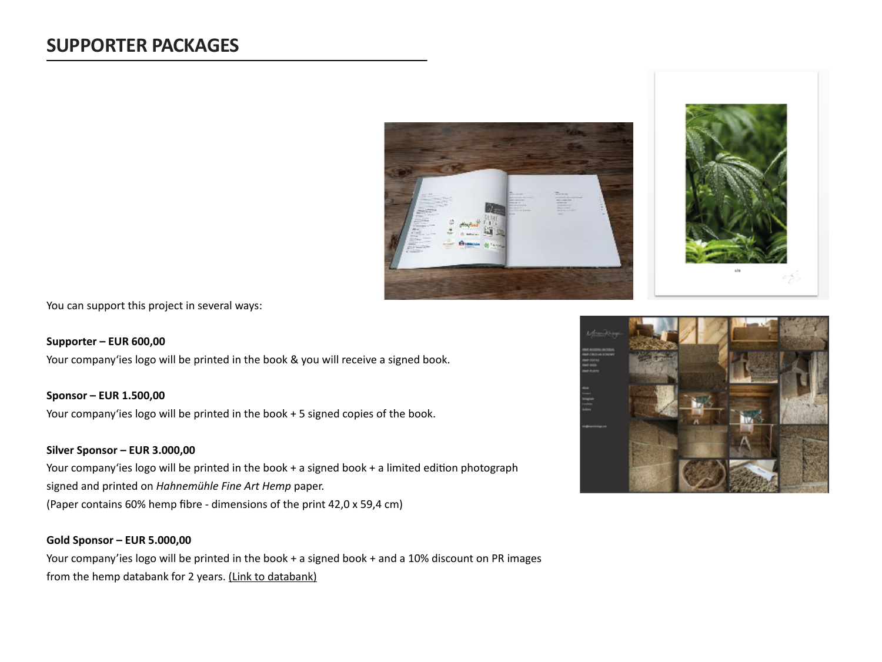## SUPPORTER PACKAGES

You can support this project in several ways:

**Supporter – EUR 600,00**
Your company'ies logo will be printed in the book & you will receive a signed book.

**Sponsor – EUR 1.500,00**
Your company'ies logo will be printed in the book + 5 signed copies of the book.

**Silver Sponsor – EUR 3.000,00**
Your company'ies logo will be printed in the book + a signed book + a limited edition photograph signed and printed on *Hahnemühle Fine Art Hemp* paper.
(Paper contains 60% hemp fibre - dimensions of the print 42,0 x 59,4 cm)

**Gold Sponsor – EUR 5.000,00**
Your company'ies logo will be printed in the book + a signed book + and a 10% discount on PR images from the hemp databank for 2 years. (Link to databank)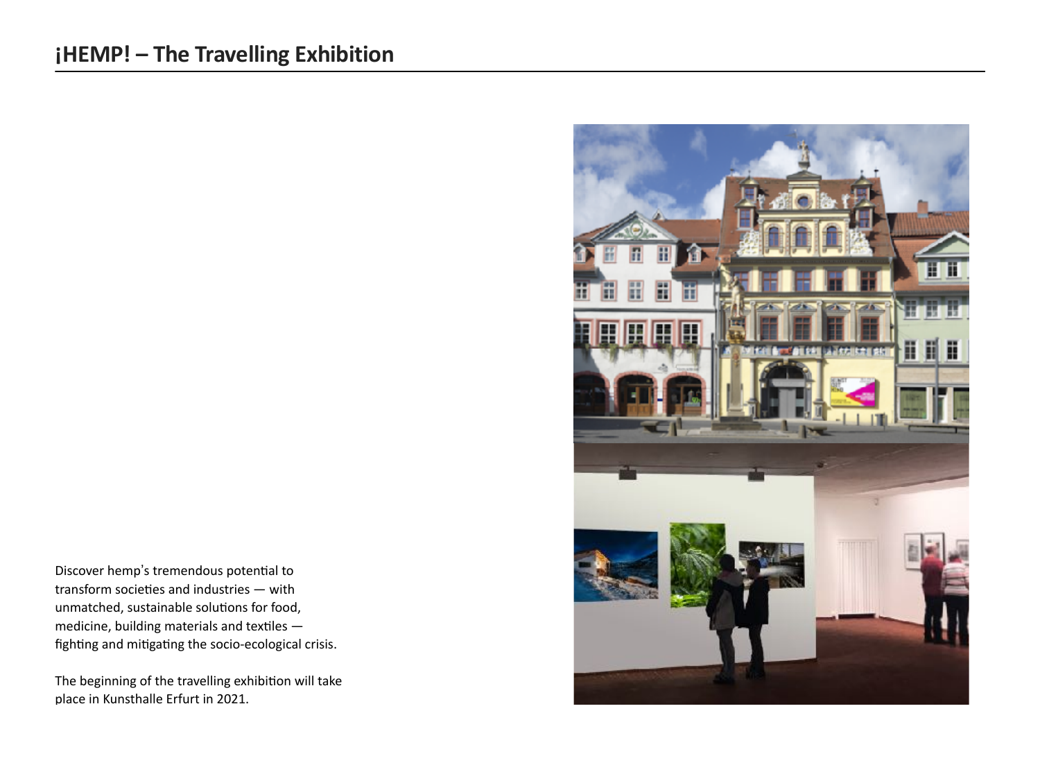# ¡HEMP! – The Travelling Exhibition

Discover hemp's tremendous potential to transform societies and industries — with unmatched, sustainable solutions for food, medicine, building materials and textiles — fighting and mitigating the socio-ecological crisis.

The beginning of the travelling exhibition will take place in Kunsthalle Erfurt in 2021.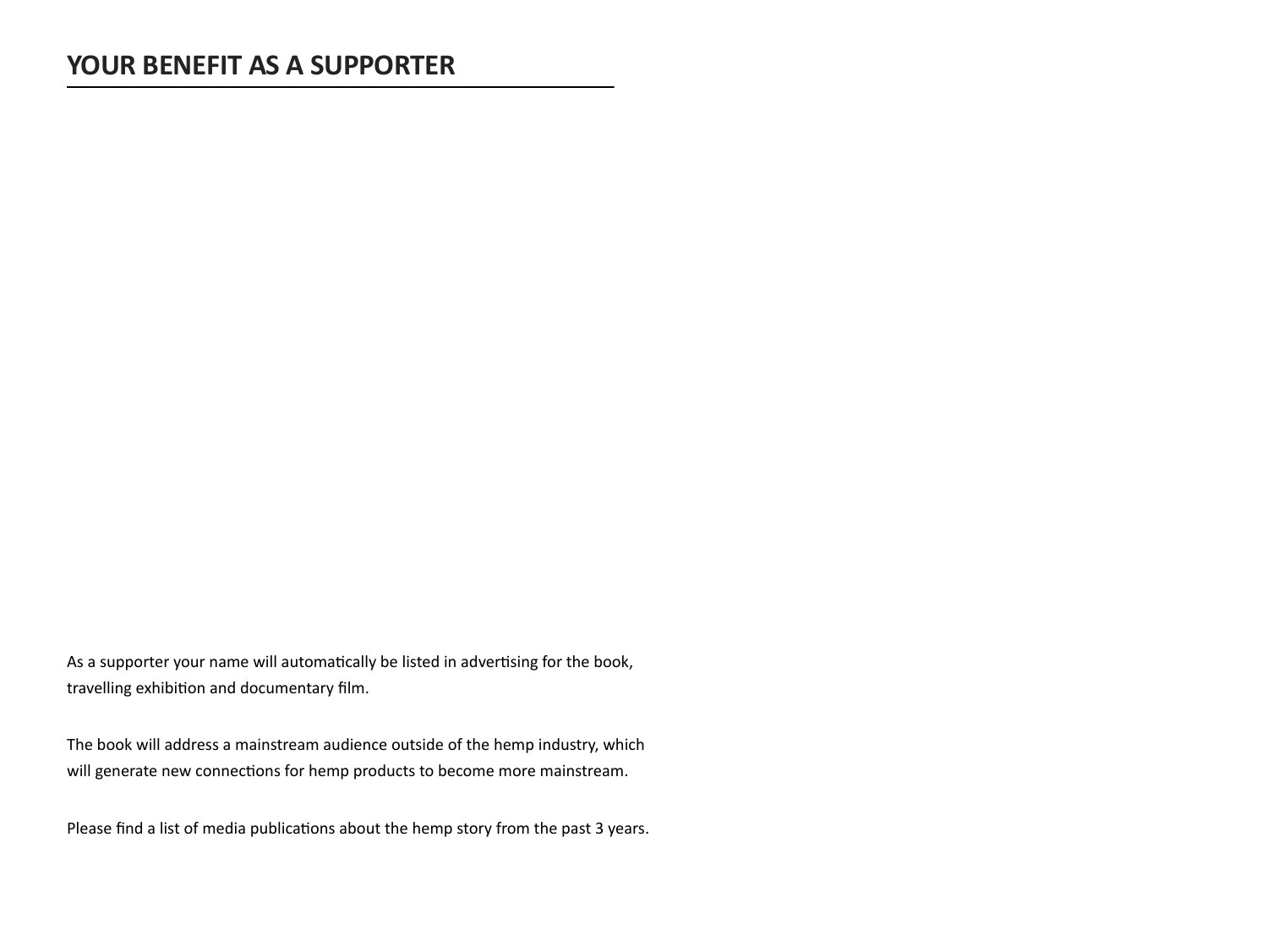## YOUR BENEFIT AS A SUPPORTER

As a supporter your name will automatically be listed in advertising for the book, travelling exhibition and documentary film.

The book will address a mainstream audience outside of the hemp industry, which will generate new connections for hemp products to become more mainstream.

Please find a list of media publications about the hemp story from the past 3 years.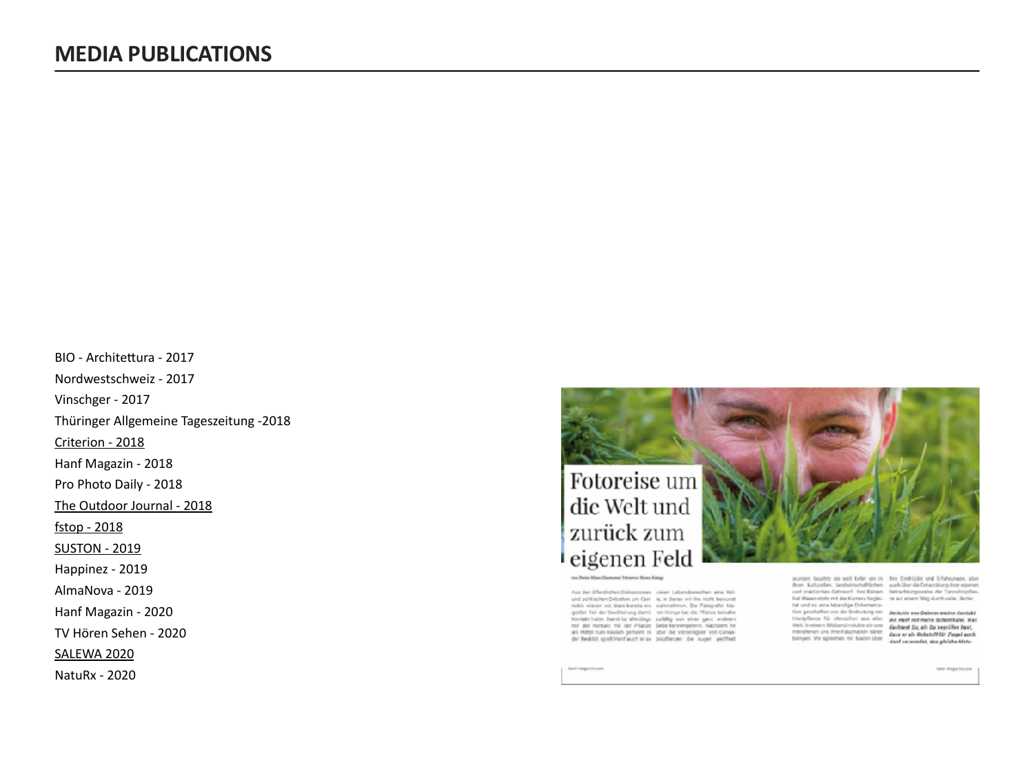# MEDIA PUBLICATIONS

BIO - Architettura - 2017

Nordwestschweiz - 2017

Vinschger - 2017

Thüringer Allgemeine Tageszeitung -2018

Criterion - 2018

Hanf Magazin - 2018

Pro Photo Daily - 2018

The Outdoor Journal - 2018

fstop - 2018

SUSTON - 2019

Happinez - 2019

AlmaNova - 2019

Hanf Magazin - 2020

TV Hören Sehen - 2020

SALEWA 2020

NatuRx - 2020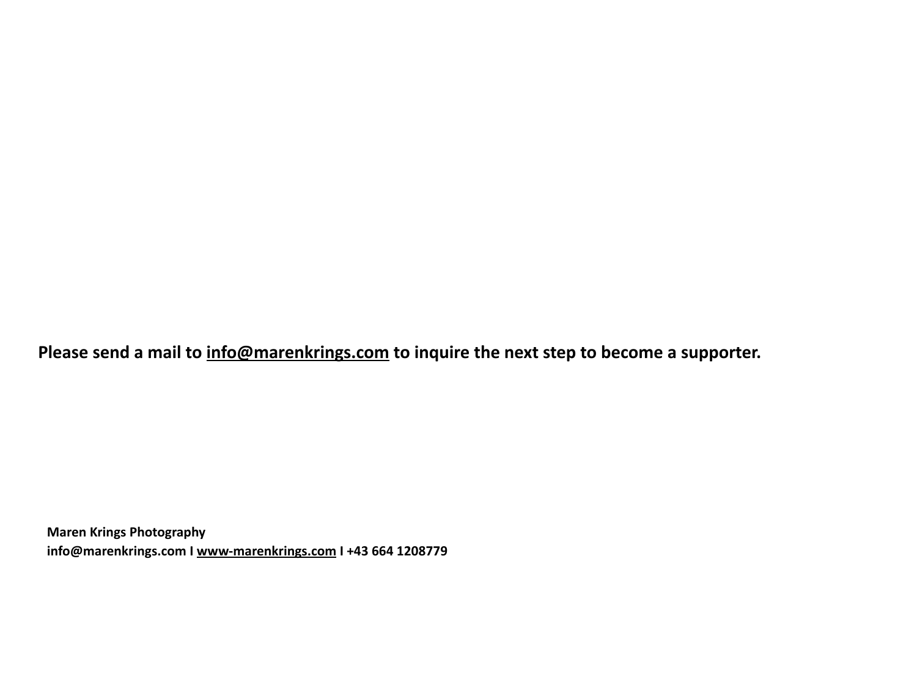**Please send a mail to info@marenkrings.com to inquire the next step to become a supporter.**

**Maren Krings Photography**
**info@marenkrings.com I www-marenkrings.com I +43 664 1208779**